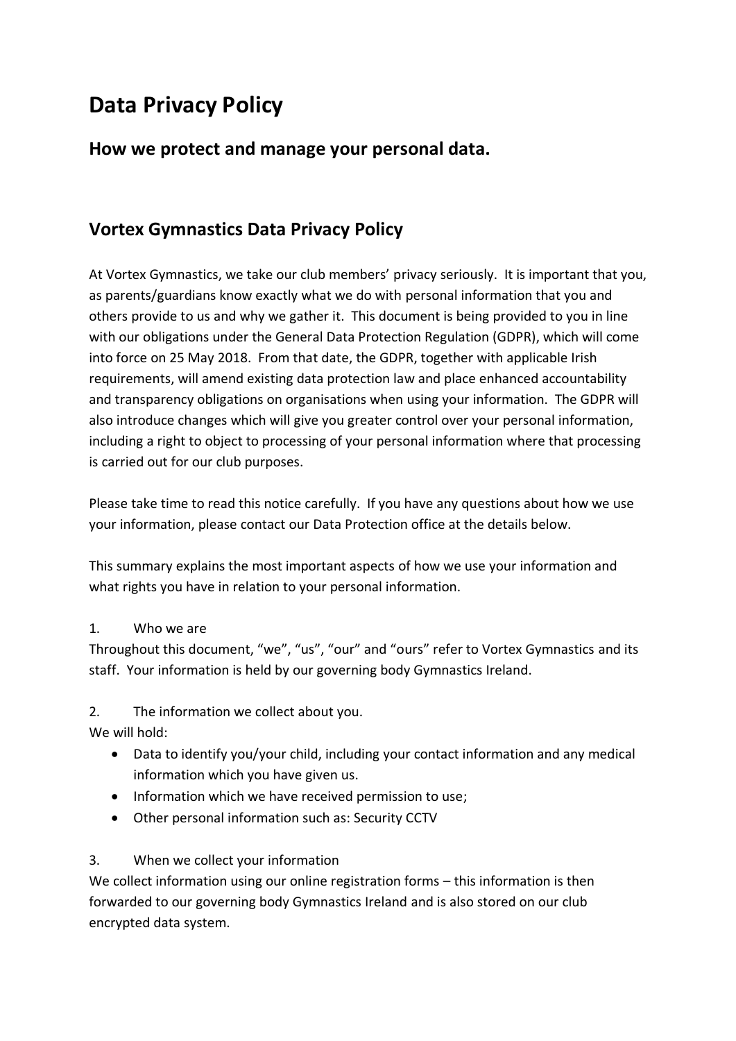# Data Privacy Policy

## How we protect and manage your personal data.

## Vortex Gymnastics Data Privacy Policy

At Vortex Gymnastics, we take our club members' privacy seriously. It is important that you, as parents/guardians know exactly what we do with personal information that you and others provide to us and why we gather it. This document is being provided to you in line with our obligations under the General Data Protection Regulation (GDPR), which will come into force on 25 May 2018. From that date, the GDPR, together with applicable Irish requirements, will amend existing data protection law and place enhanced accountability and transparency obligations on organisations when using your information. The GDPR will also introduce changes which will give you greater control over your personal information, including a right to object to processing of your personal information where that processing is carried out for our club purposes.

Please take time to read this notice carefully. If you have any questions about how we use your information, please contact our Data Protection office at the details below.

This summary explains the most important aspects of how we use your information and what rights you have in relation to your personal information.

1. Who we are

Throughout this document, "we", "us", "our" and "ours" refer to Vortex Gymnastics and its staff. Your information is held by our governing body Gymnastics Ireland.

2. The information we collect about you.

We will hold:

- Data to identify you/your child, including your contact information and any medical information which you have given us.
- Information which we have received permission to use;
- Other personal information such as: Security CCTV

3. When we collect your information

We collect information using our online registration forms – this information is then forwarded to our governing body Gymnastics Ireland and is also stored on our club encrypted data system.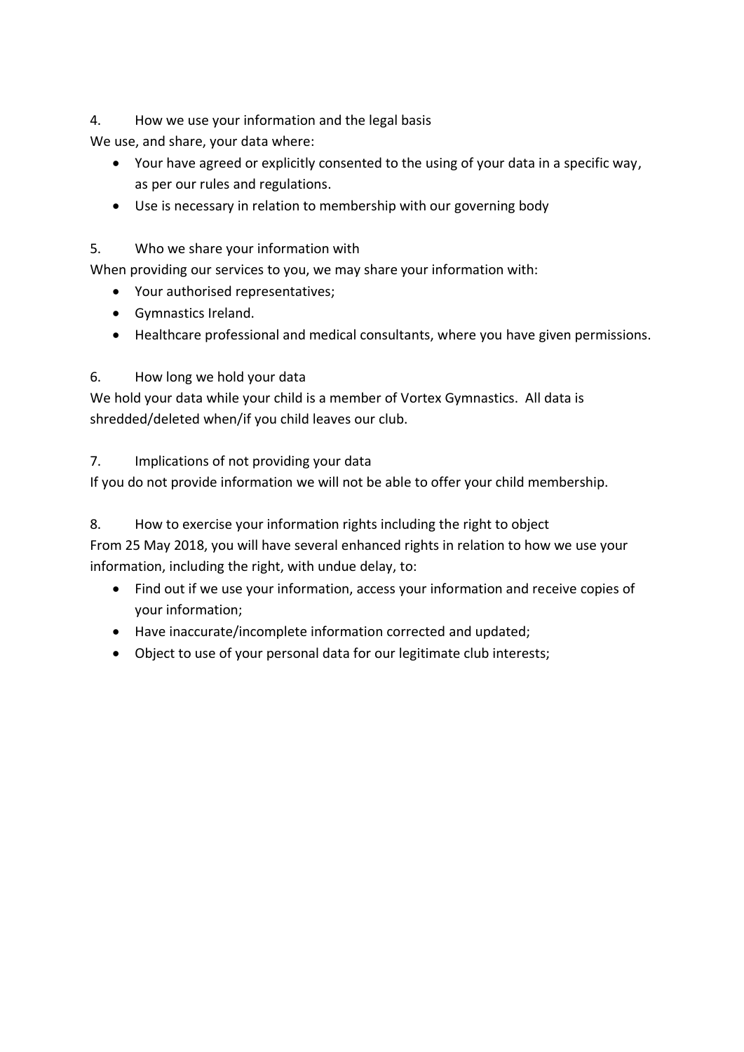## 4. How we use your information and the legal basis

We use, and share, your data where:

- Your have agreed or explicitly consented to the using of your data in a specific way, as per our rules and regulations.
- Use is necessary in relation to membership with our governing body

## 5. Who we share your information with

When providing our services to you, we may share your information with:

- Your authorised representatives;
- Gymnastics Ireland.
- Healthcare professional and medical consultants, where you have given permissions.

## 6. How long we hold your data

We hold your data while your child is a member of Vortex Gymnastics. All data is shredded/deleted when/if you child leaves our club.

## 7. Implications of not providing your data

If you do not provide information we will not be able to offer your child membership.

## 8. How to exercise your information rights including the right to object

From 25 May 2018, you will have several enhanced rights in relation to how we use your information, including the right, with undue delay, to:

- Find out if we use your information, access your information and receive copies of your information;
- Have inaccurate/incomplete information corrected and updated;
- Object to use of your personal data for our legitimate club interests;